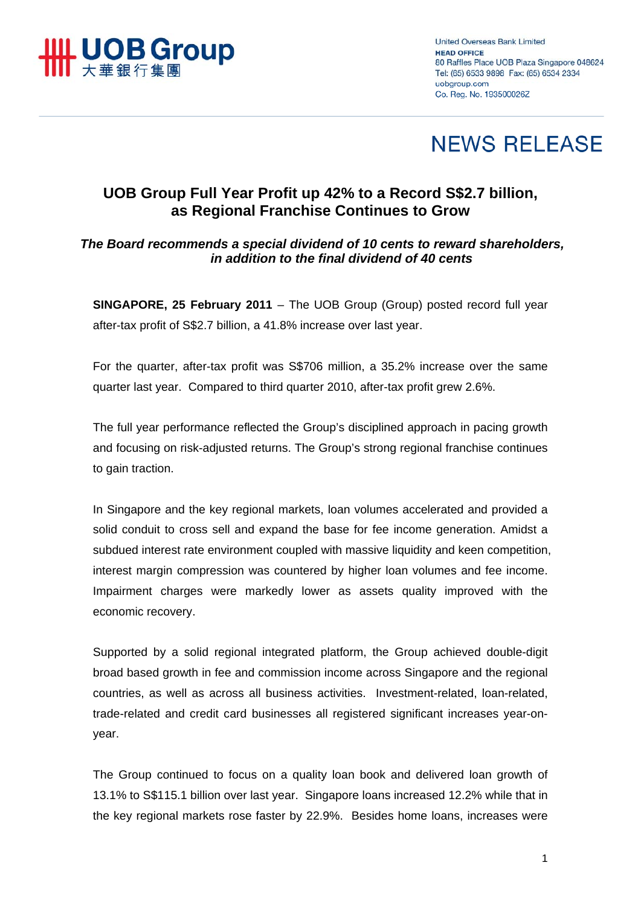**UOB Group**
大華銀行集團

United Overseas Bank Limited
**HEAD OFFICE**
80 Raffles Place UOB Plaza Singapore 048624
Tel: (65) 6533 9898 Fax: (65) 6534 2334
uobgroup.com
Co. Reg. No. 193500026Z

# NEWS RELEASE

## UOB Group Full Year Profit up 42% to a Record S$2.7 billion, as Regional Franchise Continues to Grow

***The Board recommends a special dividend of 10 cents to reward shareholders, in addition to the final dividend of 40 cents***

**SINGAPORE, 25 February 2011** – The UOB Group (Group) posted record full year after-tax profit of S$2.7 billion, a 41.8% increase over last year.

For the quarter, after-tax profit was S$706 million, a 35.2% increase over the same quarter last year. Compared to third quarter 2010, after-tax profit grew 2.6%.

The full year performance reflected the Group's disciplined approach in pacing growth and focusing on risk-adjusted returns. The Group's strong regional franchise continues to gain traction.

In Singapore and the key regional markets, loan volumes accelerated and provided a solid conduit to cross sell and expand the base for fee income generation. Amidst a subdued interest rate environment coupled with massive liquidity and keen competition, interest margin compression was countered by higher loan volumes and fee income. Impairment charges were markedly lower as assets quality improved with the economic recovery.

Supported by a solid regional integrated platform, the Group achieved double-digit broad based growth in fee and commission income across Singapore and the regional countries, as well as across all business activities. Investment-related, loan-related, trade-related and credit card businesses all registered significant increases year-on-year.

The Group continued to focus on a quality loan book and delivered loan growth of 13.1% to S$115.1 billion over last year. Singapore loans increased 12.2% while that in the key regional markets rose faster by 22.9%. Besides home loans, increases were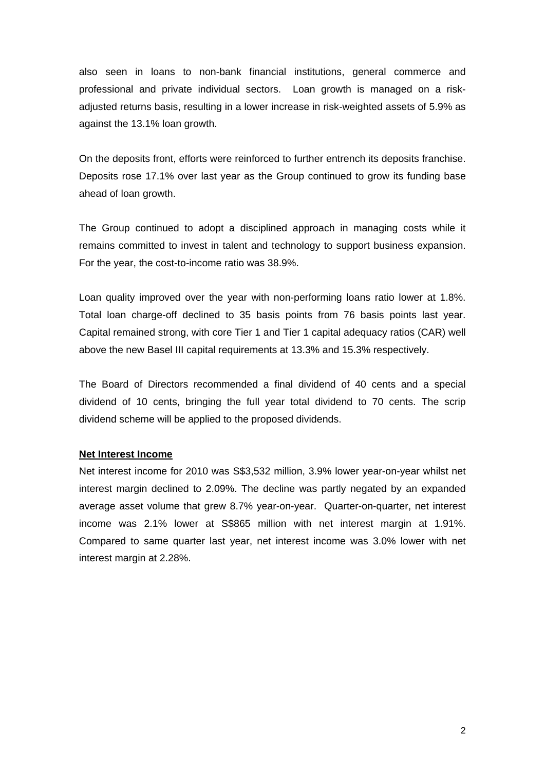also seen in loans to non-bank financial institutions, general commerce and professional and private individual sectors. Loan growth is managed on a risk-adjusted returns basis, resulting in a lower increase in risk-weighted assets of 5.9% as against the 13.1% loan growth.

On the deposits front, efforts were reinforced to further entrench its deposits franchise. Deposits rose 17.1% over last year as the Group continued to grow its funding base ahead of loan growth.

The Group continued to adopt a disciplined approach in managing costs while it remains committed to invest in talent and technology to support business expansion. For the year, the cost-to-income ratio was 38.9%.

Loan quality improved over the year with non-performing loans ratio lower at 1.8%. Total loan charge-off declined to 35 basis points from 76 basis points last year. Capital remained strong, with core Tier 1 and Tier 1 capital adequacy ratios (CAR) well above the new Basel III capital requirements at 13.3% and 15.3% respectively.

The Board of Directors recommended a final dividend of 40 cents and a special dividend of 10 cents, bringing the full year total dividend to 70 cents. The scrip dividend scheme will be applied to the proposed dividends.

**Net Interest Income**

Net interest income for 2010 was S$3,532 million, 3.9% lower year-on-year whilst net interest margin declined to 2.09%. The decline was partly negated by an expanded average asset volume that grew 8.7% year-on-year. Quarter-on-quarter, net interest income was 2.1% lower at S$865 million with net interest margin at 1.91%. Compared to same quarter last year, net interest income was 3.0% lower with net interest margin at 2.28%.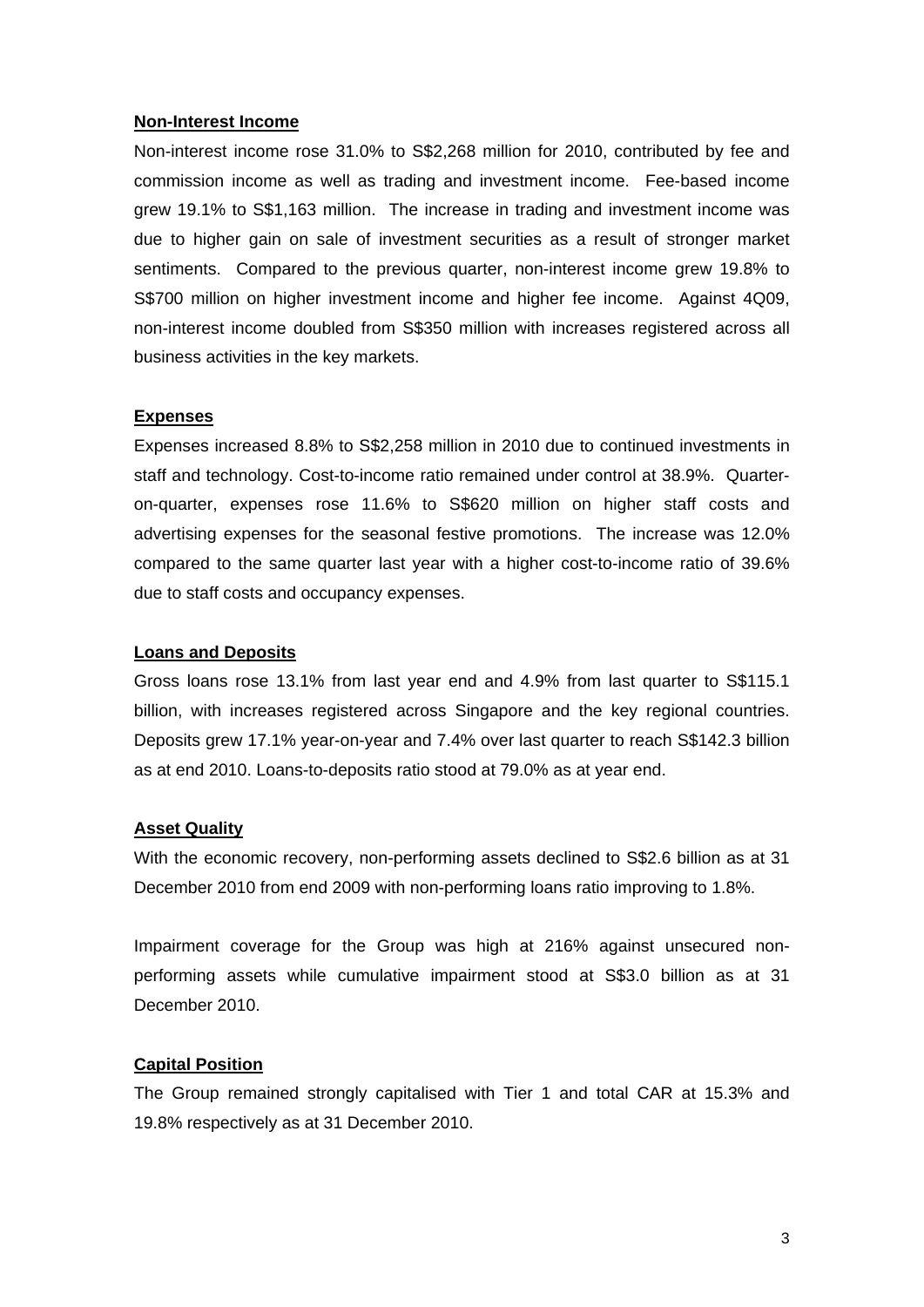**Non-Interest Income**

Non-interest income rose 31.0% to S$2,268 million for 2010, contributed by fee and commission income as well as trading and investment income. Fee-based income grew 19.1% to S$1,163 million. The increase in trading and investment income was due to higher gain on sale of investment securities as a result of stronger market sentiments. Compared to the previous quarter, non-interest income grew 19.8% to S$700 million on higher investment income and higher fee income. Against 4Q09, non-interest income doubled from S$350 million with increases registered across all business activities in the key markets.

**Expenses**

Expenses increased 8.8% to S$2,258 million in 2010 due to continued investments in staff and technology. Cost-to-income ratio remained under control at 38.9%. Quarter-on-quarter, expenses rose 11.6% to S$620 million on higher staff costs and advertising expenses for the seasonal festive promotions. The increase was 12.0% compared to the same quarter last year with a higher cost-to-income ratio of 39.6% due to staff costs and occupancy expenses.

**Loans and Deposits**

Gross loans rose 13.1% from last year end and 4.9% from last quarter to S$115.1 billion, with increases registered across Singapore and the key regional countries. Deposits grew 17.1% year-on-year and 7.4% over last quarter to reach S$142.3 billion as at end 2010. Loans-to-deposits ratio stood at 79.0% as at year end.

**Asset Quality**

With the economic recovery, non-performing assets declined to S$2.6 billion as at 31 December 2010 from end 2009 with non-performing loans ratio improving to 1.8%.

Impairment coverage for the Group was high at 216% against unsecured non-performing assets while cumulative impairment stood at S$3.0 billion as at 31 December 2010.

**Capital Position**

The Group remained strongly capitalised with Tier 1 and total CAR at 15.3% and 19.8% respectively as at 31 December 2010.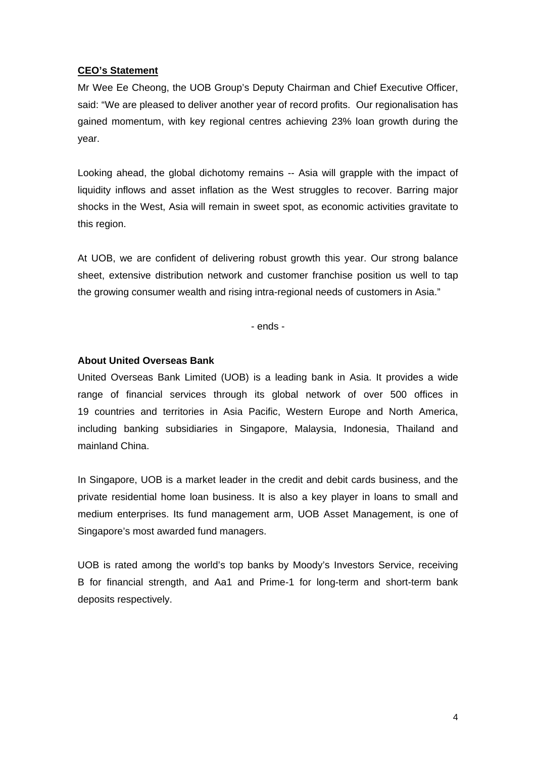**CEO's Statement**

Mr Wee Ee Cheong, the UOB Group's Deputy Chairman and Chief Executive Officer, said: "We are pleased to deliver another year of record profits. Our regionalisation has gained momentum, with key regional centres achieving 23% loan growth during the year.

Looking ahead, the global dichotomy remains -- Asia will grapple with the impact of liquidity inflows and asset inflation as the West struggles to recover. Barring major shocks in the West, Asia will remain in sweet spot, as economic activities gravitate to this region.

At UOB, we are confident of delivering robust growth this year. Our strong balance sheet, extensive distribution network and customer franchise position us well to tap the growing consumer wealth and rising intra-regional needs of customers in Asia."

- ends -

**About United Overseas Bank**

United Overseas Bank Limited (UOB) is a leading bank in Asia. It provides a wide range of financial services through its global network of over 500 offices in 19 countries and territories in Asia Pacific, Western Europe and North America, including banking subsidiaries in Singapore, Malaysia, Indonesia, Thailand and mainland China.

In Singapore, UOB is a market leader in the credit and debit cards business, and the private residential home loan business. It is also a key player in loans to small and medium enterprises. Its fund management arm, UOB Asset Management, is one of Singapore's most awarded fund managers.

UOB is rated among the world's top banks by Moody's Investors Service, receiving B for financial strength, and Aa1 and Prime-1 for long-term and short-term bank deposits respectively.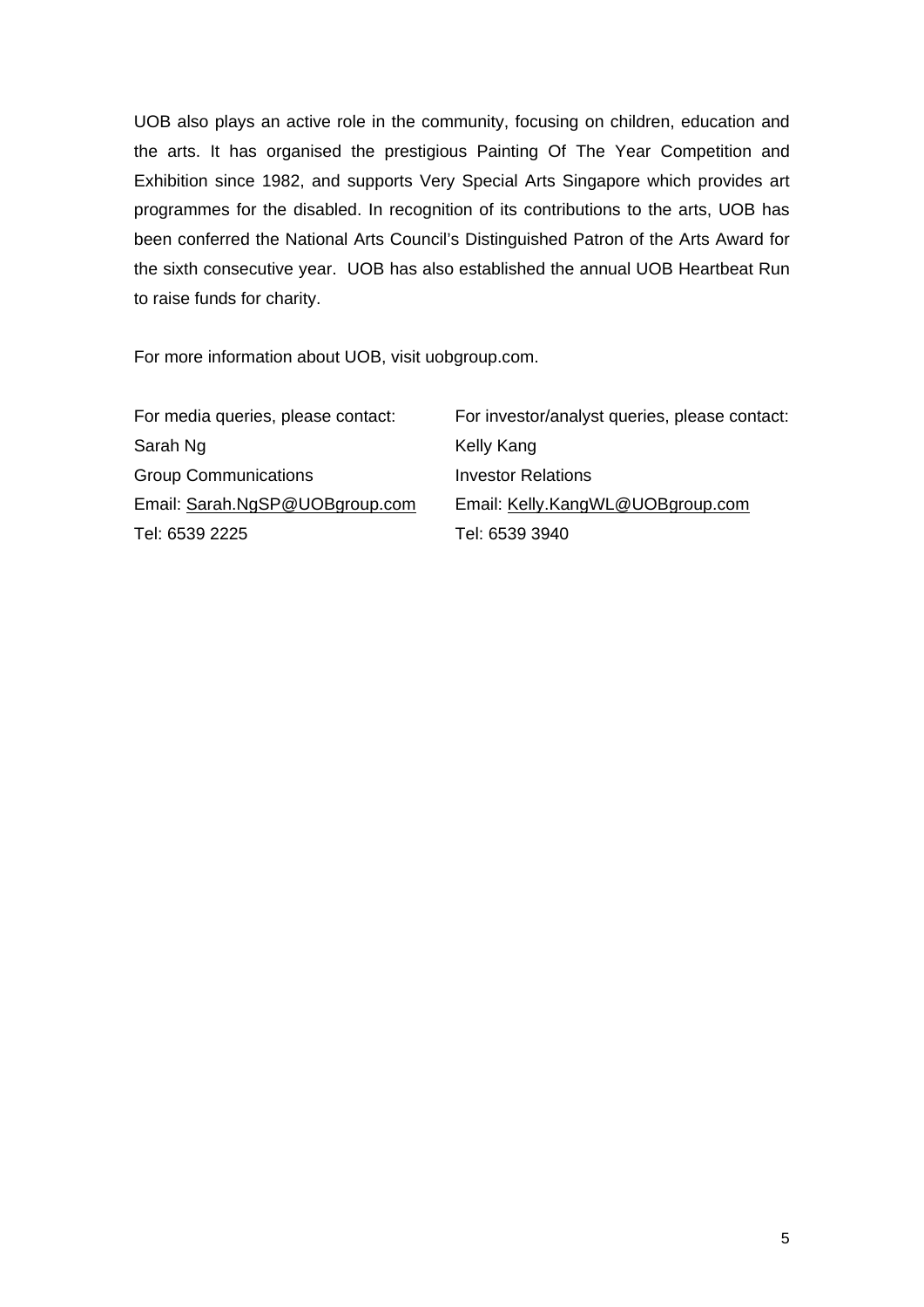UOB also plays an active role in the community, focusing on children, education and the arts. It has organised the prestigious Painting Of The Year Competition and Exhibition since 1982, and supports Very Special Arts Singapore which provides art programmes for the disabled. In recognition of its contributions to the arts, UOB has been conferred the National Arts Council's Distinguished Patron of the Arts Award for the sixth consecutive year. UOB has also established the annual UOB Heartbeat Run to raise funds for charity.

For more information about UOB, visit uobgroup.com.

For media queries, please contact:
Sarah Ng
Group Communications
Email: Sarah.NgSP@UOBgroup.com
Tel: 6539 2225

For investor/analyst queries, please contact:
Kelly Kang
Investor Relations
Email: Kelly.KangWL@UOBgroup.com
Tel: 6539 3940